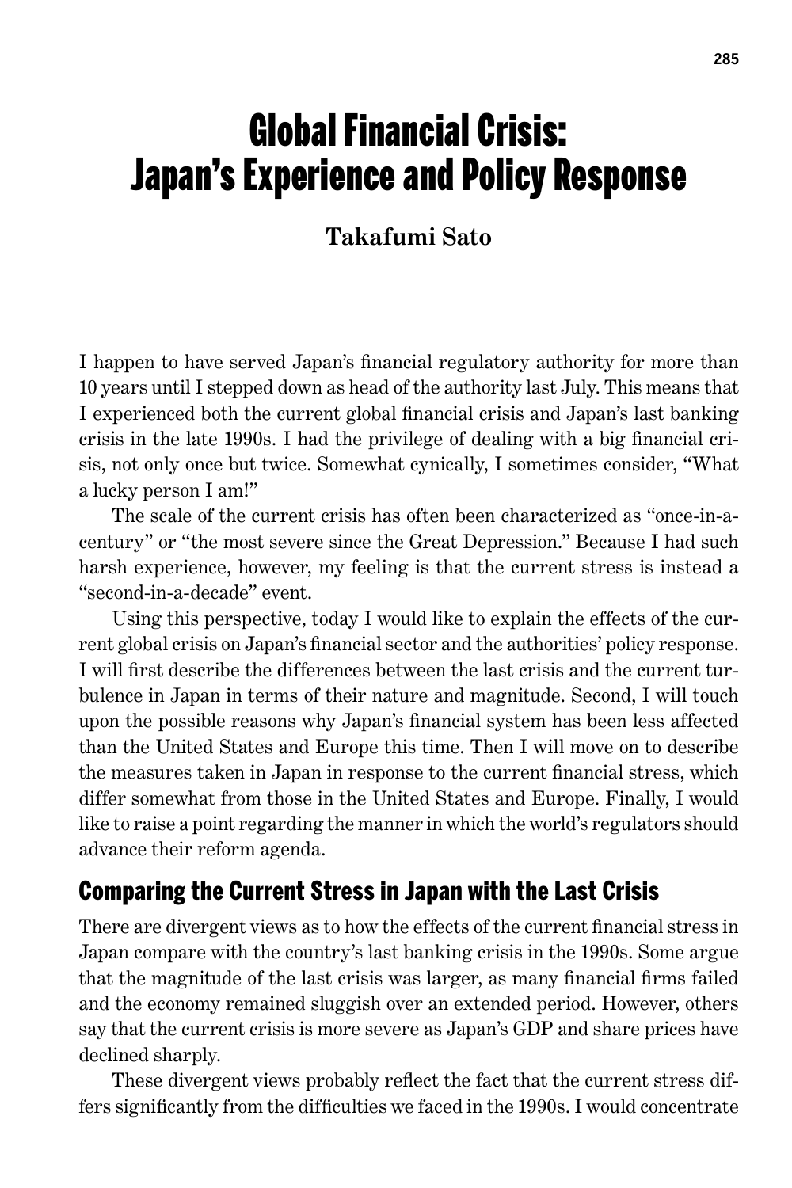# Global Financial Crisis: Japan's Experience and Policy Response

**Takafumi Sato**

I happen to have served Japan's financial regulatory authority for more than 10 years until I stepped down as head of the authority last July. This means that I experienced both the current global financial crisis and Japan's last banking crisis in the late 1990s. I had the privilege of dealing with a big financial crisis, not only once but twice. Somewhat cynically, I sometimes consider, "What a lucky person I am!"

The scale of the current crisis has often been characterized as "once-in-a-century" or "the most severe since the Great Depression." Because I had such harsh experience, however, my feeling is that the current stress is instead a "second-in-a-decade" event.

Using this perspective, today I would like to explain the effects of the current global crisis on Japan's financial sector and the authorities' policy response. I will first describe the differences between the last crisis and the current turbulence in Japan in terms of their nature and magnitude. Second, I will touch upon the possible reasons why Japan's financial system has been less affected than the United States and Europe this time. Then I will move on to describe the measures taken in Japan in response to the current financial stress, which differ somewhat from those in the United States and Europe. Finally, I would like to raise a point regarding the manner in which the world's regulators should advance their reform agenda.

## Comparing the Current Stress in Japan with the Last Crisis

There are divergent views as to how the effects of the current financial stress in Japan compare with the country's last banking crisis in the 1990s. Some argue that the magnitude of the last crisis was larger, as many financial firms failed and the economy remained sluggish over an extended period. However, others say that the current crisis is more severe as Japan's GDP and share prices have declined sharply.

These divergent views probably reflect the fact that the current stress differs significantly from the difficulties we faced in the 1990s. I would concentrate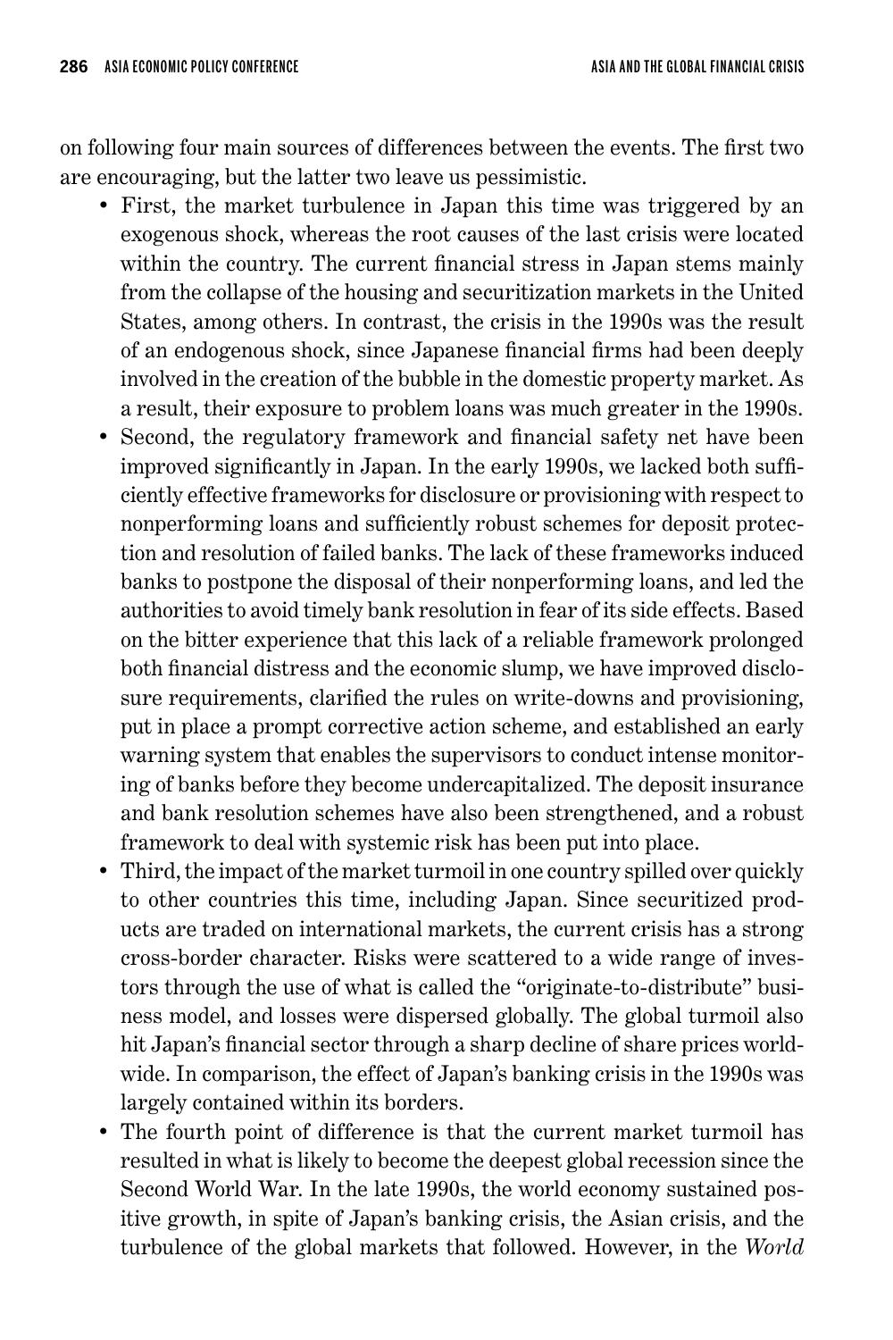on following four main sources of differences between the events. The first two are encouraging, but the latter two leave us pessimistic.

- First, the market turbulence in Japan this time was triggered by an exogenous shock, whereas the root causes of the last crisis were located within the country. The current financial stress in Japan stems mainly from the collapse of the housing and securitization markets in the United States, among others. In contrast, the crisis in the 1990s was the result of an endogenous shock, since Japanese financial firms had been deeply involved in the creation of the bubble in the domestic property market. As a result, their exposure to problem loans was much greater in the 1990s.
- Second, the regulatory framework and financial safety net have been improved significantly in Japan. In the early 1990s, we lacked both sufficiently effective frameworks for disclosure or provisioning with respect to nonperforming loans and sufficiently robust schemes for deposit protection and resolution of failed banks. The lack of these frameworks induced banks to postpone the disposal of their nonperforming loans, and led the authorities to avoid timely bank resolution in fear of its side effects. Based on the bitter experience that this lack of a reliable framework prolonged both financial distress and the economic slump, we have improved disclosure requirements, clarified the rules on write-downs and provisioning, put in place a prompt corrective action scheme, and established an early warning system that enables the supervisors to conduct intense monitoring of banks before they become undercapitalized. The deposit insurance and bank resolution schemes have also been strengthened, and a robust framework to deal with systemic risk has been put into place.
- Third, the impact of the market turmoil in one country spilled over quickly to other countries this time, including Japan. Since securitized products are traded on international markets, the current crisis has a strong cross-border character. Risks were scattered to a wide range of investors through the use of what is called the "originate-to-distribute" business model, and losses were dispersed globally. The global turmoil also hit Japan's financial sector through a sharp decline of share prices worldwide. In comparison, the effect of Japan's banking crisis in the 1990s was largely contained within its borders.
- The fourth point of difference is that the current market turmoil has resulted in what is likely to become the deepest global recession since the Second World War. In the late 1990s, the world economy sustained positive growth, in spite of Japan's banking crisis, the Asian crisis, and the turbulence of the global markets that followed. However, in the *World*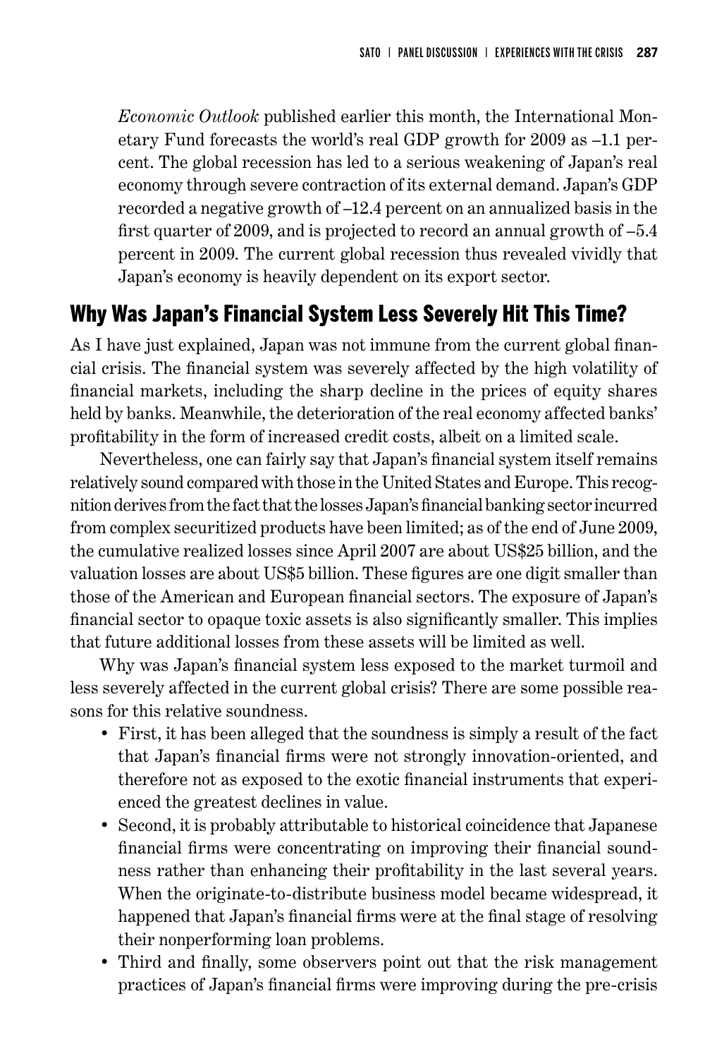*Economic Outlook* published earlier this month, the International Monetary Fund forecasts the world's real GDP growth for 2009 as –1.1 percent. The global recession has led to a serious weakening of Japan's real economy through severe contraction of its external demand. Japan's GDP recorded a negative growth of –12.4 percent on an annualized basis in the first quarter of 2009, and is projected to record an annual growth of –5.4 percent in 2009. The current global recession thus revealed vividly that Japan's economy is heavily dependent on its export sector.

## Why Was Japan's Financial System Less Severely Hit This Time?

As I have just explained, Japan was not immune from the current global financial crisis. The financial system was severely affected by the high volatility of financial markets, including the sharp decline in the prices of equity shares held by banks. Meanwhile, the deterioration of the real economy affected banks' profitability in the form of increased credit costs, albeit on a limited scale.

Nevertheless, one can fairly say that Japan's financial system itself remains relatively sound compared with those in the United States and Europe. This recognition derives from the fact that the losses Japan's financial banking sector incurred from complex securitized products have been limited; as of the end of June 2009, the cumulative realized losses since April 2007 are about US$25 billion, and the valuation losses are about US$5 billion. These figures are one digit smaller than those of the American and European financial sectors. The exposure of Japan's financial sector to opaque toxic assets is also significantly smaller. This implies that future additional losses from these assets will be limited as well.

Why was Japan's financial system less exposed to the market turmoil and less severely affected in the current global crisis? There are some possible reasons for this relative soundness.

- First, it has been alleged that the soundness is simply a result of the fact that Japan's financial firms were not strongly innovation-oriented, and therefore not as exposed to the exotic financial instruments that experienced the greatest declines in value.
- Second, it is probably attributable to historical coincidence that Japanese financial firms were concentrating on improving their financial soundness rather than enhancing their profitability in the last several years. When the originate-to-distribute business model became widespread, it happened that Japan's financial firms were at the final stage of resolving their nonperforming loan problems.
- Third and finally, some observers point out that the risk management practices of Japan's financial firms were improving during the pre-crisis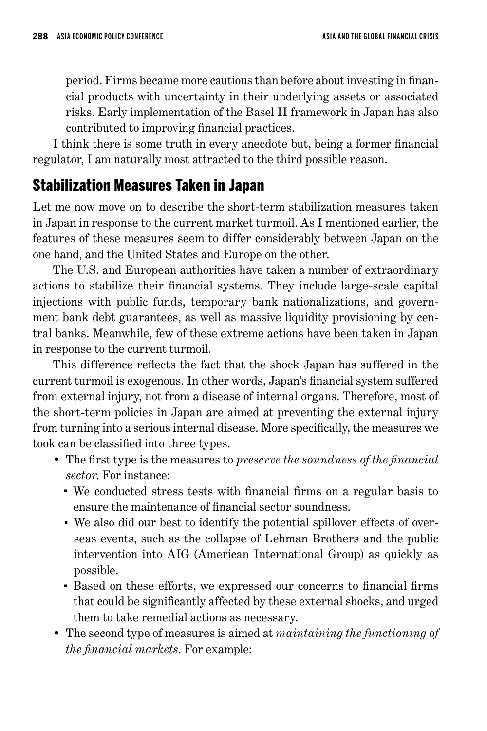period. Firms became more cautious than before about investing in financial products with uncertainty in their underlying assets or associated risks. Early implementation of the Basel II framework in Japan has also contributed to improving financial practices.

I think there is some truth in every anecdote but, being a former financial regulator, I am naturally most attracted to the third possible reason.

## Stabilization Measures Taken in Japan

Let me now move on to describe the short-term stabilization measures taken in Japan in response to the current market turmoil. As I mentioned earlier, the features of these measures seem to differ considerably between Japan on the one hand, and the United States and Europe on the other.

The U.S. and European authorities have taken a number of extraordinary actions to stabilize their financial systems. They include large-scale capital injections with public funds, temporary bank nationalizations, and government bank debt guarantees, as well as massive liquidity provisioning by central banks. Meanwhile, few of these extreme actions have been taken in Japan in response to the current turmoil.

This difference reflects the fact that the shock Japan has suffered in the current turmoil is exogenous. In other words, Japan's financial system suffered from external injury, not from a disease of internal organs. Therefore, most of the short-term policies in Japan are aimed at preventing the external injury from turning into a serious internal disease. More specifically, the measures we took can be classified into three types.

- The first type is the measures to *preserve the soundness of the financial sector*. For instance:
  - We conducted stress tests with financial firms on a regular basis to ensure the maintenance of financial sector soundness.
  - We also did our best to identify the potential spillover effects of overseas events, such as the collapse of Lehman Brothers and the public intervention into AIG (American International Group) as quickly as possible.
  - Based on these efforts, we expressed our concerns to financial firms that could be significantly affected by these external shocks, and urged them to take remedial actions as necessary.
- The second type of measures is aimed at *maintaining the functioning of the financial markets*. For example: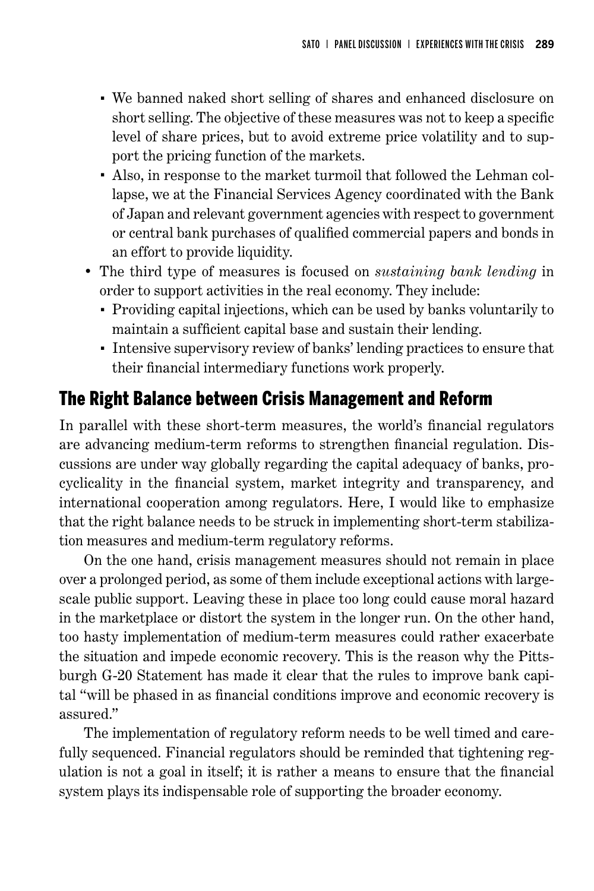- We banned naked short selling of shares and enhanced disclosure on short selling. The objective of these measures was not to keep a specific level of share prices, but to avoid extreme price volatility and to support the pricing function of the markets.
  - Also, in response to the market turmoil that followed the Lehman collapse, we at the Financial Services Agency coordinated with the Bank of Japan and relevant government agencies with respect to government or central bank purchases of qualified commercial papers and bonds in an effort to provide liquidity.
- The third type of measures is focused on *sustaining bank lending* in order to support activities in the real economy. They include:
  - Providing capital injections, which can be used by banks voluntarily to maintain a sufficient capital base and sustain their lending.
  - Intensive supervisory review of banks' lending practices to ensure that their financial intermediary functions work properly.

## The Right Balance between Crisis Management and Reform

In parallel with these short-term measures, the world's financial regulators are advancing medium-term reforms to strengthen financial regulation. Discussions are under way globally regarding the capital adequacy of banks, procyclicality in the financial system, market integrity and transparency, and international cooperation among regulators. Here, I would like to emphasize that the right balance needs to be struck in implementing short-term stabilization measures and medium-term regulatory reforms.

On the one hand, crisis management measures should not remain in place over a prolonged period, as some of them include exceptional actions with large-scale public support. Leaving these in place too long could cause moral hazard in the marketplace or distort the system in the longer run. On the other hand, too hasty implementation of medium-term measures could rather exacerbate the situation and impede economic recovery. This is the reason why the Pittsburgh G-20 Statement has made it clear that the rules to improve bank capital "will be phased in as financial conditions improve and economic recovery is assured."

The implementation of regulatory reform needs to be well timed and carefully sequenced. Financial regulators should be reminded that tightening regulation is not a goal in itself; it is rather a means to ensure that the financial system plays its indispensable role of supporting the broader economy.